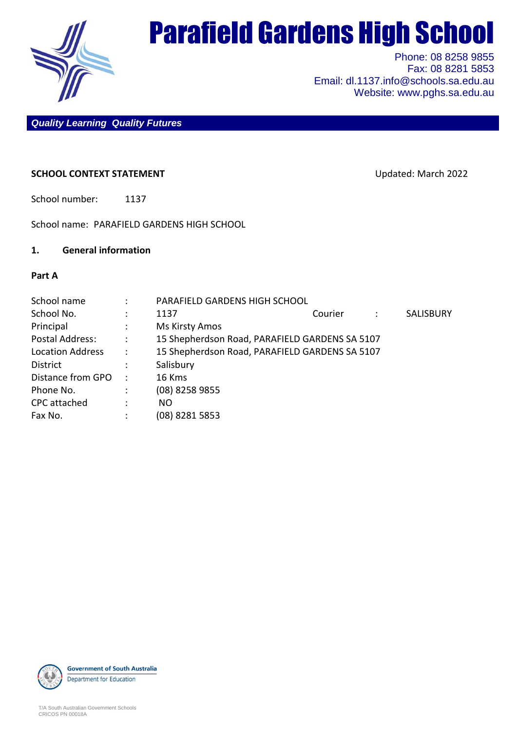# Parafield Gardens High School

Phone: 08 8258 9855
Fax: 08 8281 5853
Email: dl.1137.info@schools.sa.edu.au
Website: www.pghs.sa.edu.au

***Quality Learning Quality Futures***

**SCHOOL CONTEXT STATEMENT** Updated: March 2022

School number: 1137

School name: PARAFIELD GARDENS HIGH SCHOOL

## 1. General information

### Part A

| | | | | | |
|---|---|---|---|---|---|
| School name | : | PARAFIELD GARDENS HIGH SCHOOL | | | |
| School No. | : | 1137 | Courier | : | SALISBURY |
| Principal | : | Ms Kirsty Amos | | | |
| Postal Address: | : | 15 Shepherdson Road, PARAFIELD GARDENS SA 5107 | | | |
| Location Address | : | 15 Shepherdson Road, PARAFIELD GARDENS SA 5107 | | | |
| District | : | Salisbury | | | |
| Distance from GPO | : | 16 Kms | | | |
| Phone No. | : | (08) 8258 9855 | | | |
| CPC attached | : | NO | | | |
| Fax No. | : | (08) 8281 5853 | | | |

Government of South Australia
Department for Education

T/A South Australian Government Schools
CRICOS PN 00018A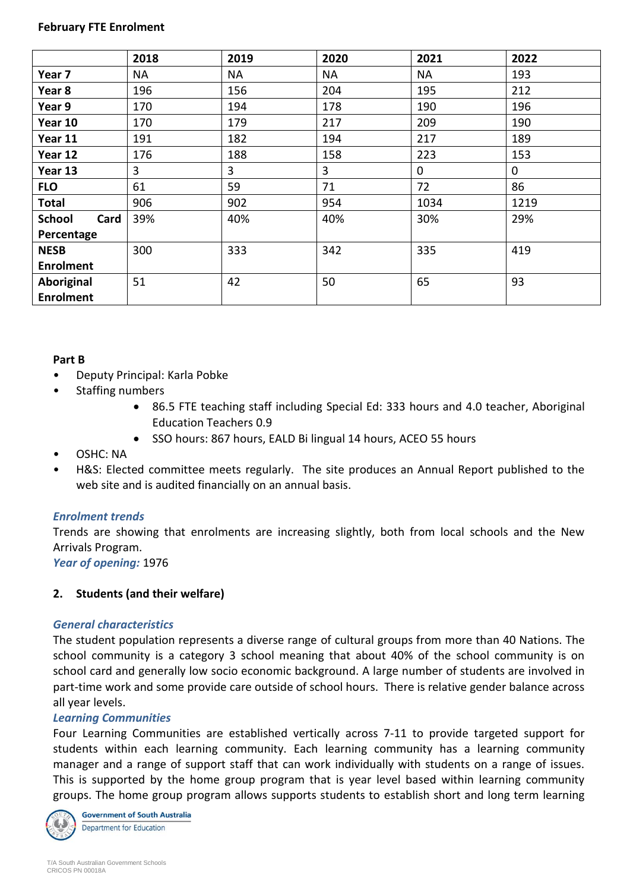**February FTE Enrolment**

| | 2018 | 2019 | 2020 | 2021 | 2022 |
|---|---|---|---|---|---|
| **Year 7** | NA | NA | NA | NA | 193 |
| **Year 8** | 196 | 156 | 204 | 195 | 212 |
| **Year 9** | 170 | 194 | 178 | 190 | 196 |
| **Year 10** | 170 | 179 | 217 | 209 | 190 |
| **Year 11** | 191 | 182 | 194 | 217 | 189 |
| **Year 12** | 176 | 188 | 158 | 223 | 153 |
| **Year 13** | 3 | 3 | 3 | 0 | 0 |
| **FLO** | 61 | 59 | 71 | 72 | 86 |
| **Total** | 906 | 902 | 954 | 1034 | 1219 |
| **School Card Percentage** | 39% | 40% | 40% | 30% | 29% |
| **NESB Enrolment** | 300 | 333 | 342 | 335 | 419 |
| **Aboriginal Enrolment** | 51 | 42 | 50 | 65 | 93 |

**Part B**

- Deputy Principal: Karla Pobke
- Staffing numbers
  - 86.5 FTE teaching staff including Special Ed: 333 hours and 4.0 teacher, Aboriginal Education Teachers 0.9
  - SSO hours: 867 hours, EALD Bi lingual 14 hours, ACEO 55 hours
- OSHC: NA
- H&S: Elected committee meets regularly. The site produces an Annual Report published to the web site and is audited financially on an annual basis.

***Enrolment trends***

Trends are showing that enrolments are increasing slightly, both from local schools and the New Arrivals Program.

***Year of opening:*** 1976

## 2. Students (and their welfare)

***General characteristics***

The student population represents a diverse range of cultural groups from more than 40 Nations. The school community is a category 3 school meaning that about 40% of the school community is on school card and generally low socio economic background. A large number of students are involved in part-time work and some provide care outside of school hours. There is relative gender balance across all year levels.

***Learning Communities***

Four Learning Communities are established vertically across 7-11 to provide targeted support for students within each learning community. Each learning community has a learning community manager and a range of support staff that can work individually with students on a range of issues. This is supported by the home group program that is year level based within learning community groups. The home group program allows supports students to establish short and long term learning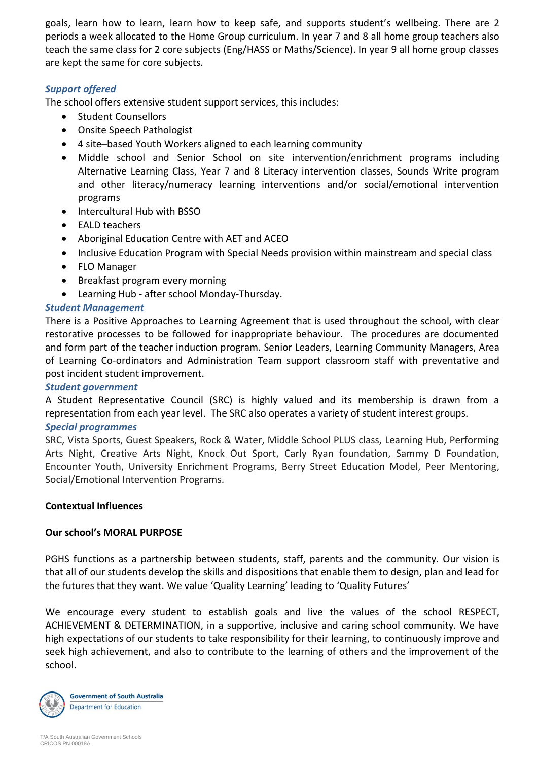goals, learn how to learn, learn how to keep safe, and supports student's wellbeing. There are 2 periods a week allocated to the Home Group curriculum. In year 7 and 8 all home group teachers also teach the same class for 2 core subjects (Eng/HASS or Maths/Science). In year 9 all home group classes are kept the same for core subjects.

***Support offered***

The school offers extensive student support services, this includes:

- Student Counsellors
- Onsite Speech Pathologist
- 4 site–based Youth Workers aligned to each learning community
- Middle school and Senior School on site intervention/enrichment programs including Alternative Learning Class, Year 7 and 8 Literacy intervention classes, Sounds Write program and other literacy/numeracy learning interventions and/or social/emotional intervention programs
- Intercultural Hub with BSSO
- EALD teachers
- Aboriginal Education Centre with AET and ACEO
- Inclusive Education Program with Special Needs provision within mainstream and special class
- FLO Manager
- Breakfast program every morning
- Learning Hub - after school Monday-Thursday.

***Student Management***

There is a Positive Approaches to Learning Agreement that is used throughout the school, with clear restorative processes to be followed for inappropriate behaviour. The procedures are documented and form part of the teacher induction program. Senior Leaders, Learning Community Managers, Area of Learning Co-ordinators and Administration Team support classroom staff with preventative and post incident student improvement.

***Student government***

A Student Representative Council (SRC) is highly valued and its membership is drawn from a representation from each year level. The SRC also operates a variety of student interest groups.

***Special programmes***

SRC, Vista Sports, Guest Speakers, Rock & Water, Middle School PLUS class, Learning Hub, Performing Arts Night, Creative Arts Night, Knock Out Sport, Carly Ryan foundation, Sammy D Foundation, Encounter Youth, University Enrichment Programs, Berry Street Education Model, Peer Mentoring, Social/Emotional Intervention Programs.

**Contextual Influences**

**Our school's MORAL PURPOSE**

PGHS functions as a partnership between students, staff, parents and the community. Our vision is that all of our students develop the skills and dispositions that enable them to design, plan and lead for the futures that they want. We value 'Quality Learning' leading to 'Quality Futures'

We encourage every student to establish goals and live the values of the school RESPECT, ACHIEVEMENT & DETERMINATION, in a supportive, inclusive and caring school community. We have high expectations of our students to take responsibility for their learning, to continuously improve and seek high achievement, and also to contribute to the learning of others and the improvement of the school.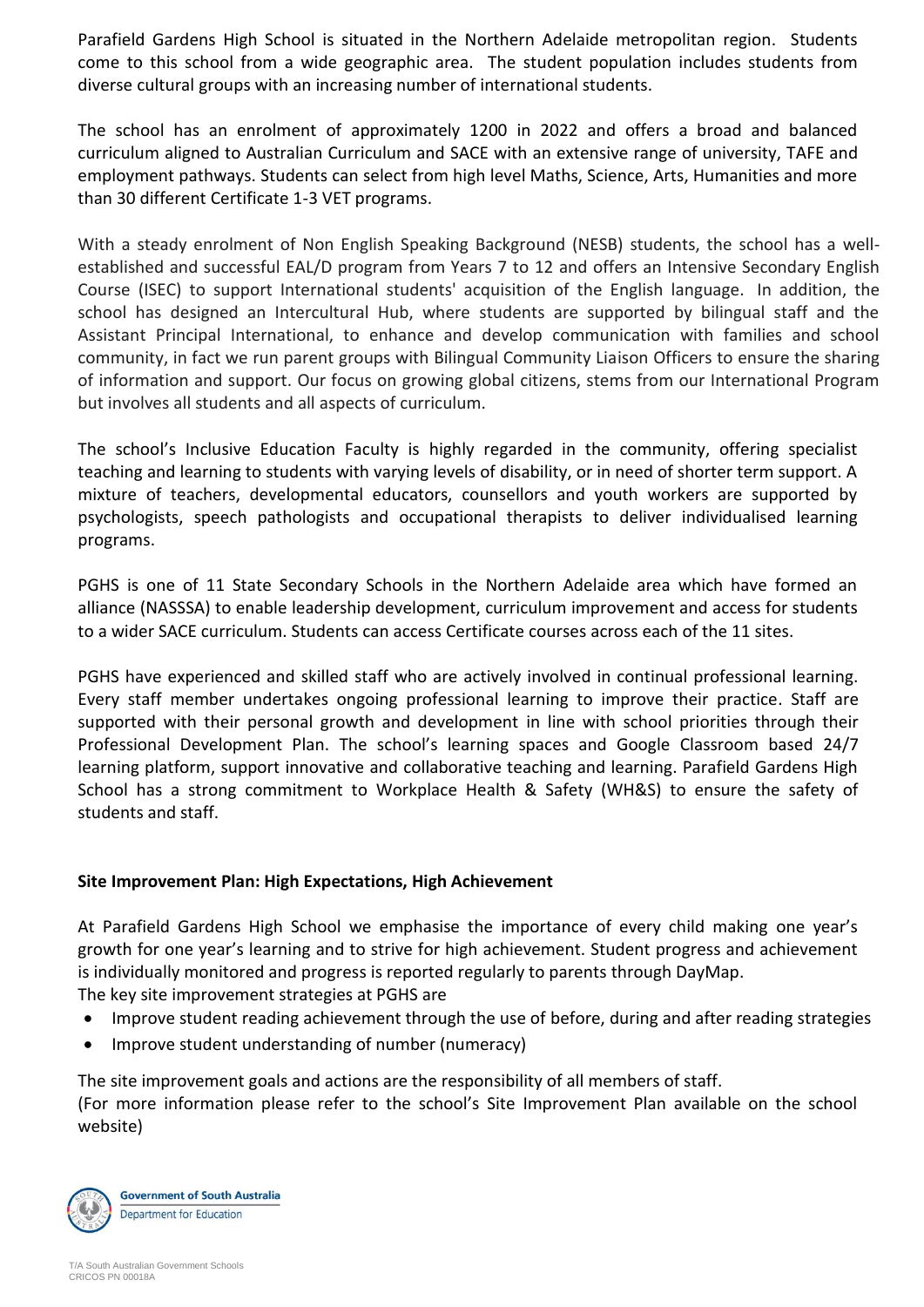Parafield Gardens High School is situated in the Northern Adelaide metropolitan region. Students come to this school from a wide geographic area. The student population includes students from diverse cultural groups with an increasing number of international students.

The school has an enrolment of approximately 1200 in 2022 and offers a broad and balanced curriculum aligned to Australian Curriculum and SACE with an extensive range of university, TAFE and employment pathways. Students can select from high level Maths, Science, Arts, Humanities and more than 30 different Certificate 1-3 VET programs.

With a steady enrolment of Non English Speaking Background (NESB) students, the school has a well-established and successful EAL/D program from Years 7 to 12 and offers an Intensive Secondary English Course (ISEC) to support International students' acquisition of the English language. In addition, the school has designed an Intercultural Hub, where students are supported by bilingual staff and the Assistant Principal International, to enhance and develop communication with families and school community, in fact we run parent groups with Bilingual Community Liaison Officers to ensure the sharing of information and support. Our focus on growing global citizens, stems from our International Program but involves all students and all aspects of curriculum.

The school's Inclusive Education Faculty is highly regarded in the community, offering specialist teaching and learning to students with varying levels of disability, or in need of shorter term support. A mixture of teachers, developmental educators, counsellors and youth workers are supported by psychologists, speech pathologists and occupational therapists to deliver individualised learning programs.

PGHS is one of 11 State Secondary Schools in the Northern Adelaide area which have formed an alliance (NASSSA) to enable leadership development, curriculum improvement and access for students to a wider SACE curriculum. Students can access Certificate courses across each of the 11 sites.

PGHS have experienced and skilled staff who are actively involved in continual professional learning. Every staff member undertakes ongoing professional learning to improve their practice. Staff are supported with their personal growth and development in line with school priorities through their Professional Development Plan. The school's learning spaces and Google Classroom based 24/7 learning platform, support innovative and collaborative teaching and learning. Parafield Gardens High School has a strong commitment to Workplace Health & Safety (WH&S) to ensure the safety of students and staff.

**Site Improvement Plan: High Expectations, High Achievement**

At Parafield Gardens High School we emphasise the importance of every child making one year's growth for one year's learning and to strive for high achievement. Student progress and achievement is individually monitored and progress is reported regularly to parents through DayMap.
The key site improvement strategies at PGHS are

- Improve student reading achievement through the use of before, during and after reading strategies
- Improve student understanding of number (numeracy)

The site improvement goals and actions are the responsibility of all members of staff.
(For more information please refer to the school's Site Improvement Plan available on the school website)

Government of South Australia
Department for Education

T/A South Australian Government Schools
CRICOS PN 00018A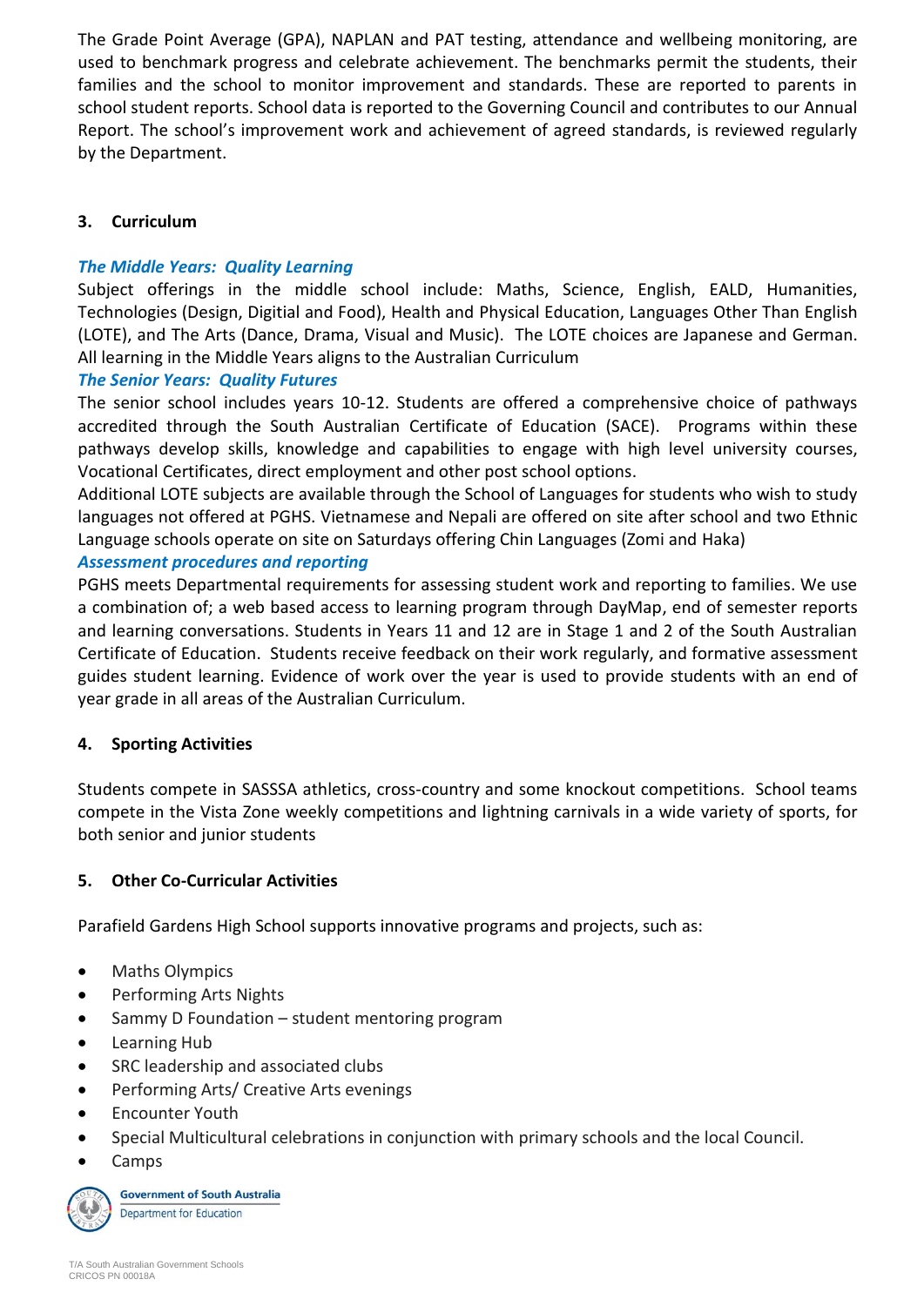The Grade Point Average (GPA), NAPLAN and PAT testing, attendance and wellbeing monitoring, are used to benchmark progress and celebrate achievement. The benchmarks permit the students, their families and the school to monitor improvement and standards. These are reported to parents in school student reports. School data is reported to the Governing Council and contributes to our Annual Report. The school's improvement work and achievement of agreed standards, is reviewed regularly by the Department.

## 3. Curriculum

***The Middle Years: Quality Learning***

Subject offerings in the middle school include: Maths, Science, English, EALD, Humanities, Technologies (Design, Digitial and Food), Health and Physical Education, Languages Other Than English (LOTE), and The Arts (Dance, Drama, Visual and Music). The LOTE choices are Japanese and German. All learning in the Middle Years aligns to the Australian Curriculum

***The Senior Years: Quality Futures***

The senior school includes years 10-12. Students are offered a comprehensive choice of pathways accredited through the South Australian Certificate of Education (SACE). Programs within these pathways develop skills, knowledge and capabilities to engage with high level university courses, Vocational Certificates, direct employment and other post school options.

Additional LOTE subjects are available through the School of Languages for students who wish to study languages not offered at PGHS. Vietnamese and Nepali are offered on site after school and two Ethnic Language schools operate on site on Saturdays offering Chin Languages (Zomi and Haka)

***Assessment procedures and reporting***

PGHS meets Departmental requirements for assessing student work and reporting to families. We use a combination of; a web based access to learning program through DayMap, end of semester reports and learning conversations. Students in Years 11 and 12 are in Stage 1 and 2 of the South Australian Certificate of Education. Students receive feedback on their work regularly, and formative assessment guides student learning. Evidence of work over the year is used to provide students with an end of year grade in all areas of the Australian Curriculum.

## 4. Sporting Activities

Students compete in SASSSA athletics, cross-country and some knockout competitions. School teams compete in the Vista Zone weekly competitions and lightning carnivals in a wide variety of sports, for both senior and junior students

## 5. Other Co-Curricular Activities

Parafield Gardens High School supports innovative programs and projects, such as:

- Maths Olympics
- Performing Arts Nights
- Sammy D Foundation – student mentoring program
- Learning Hub
- SRC leadership and associated clubs
- Performing Arts/ Creative Arts evenings
- Encounter Youth
- Special Multicultural celebrations in conjunction with primary schools and the local Council.
- Camps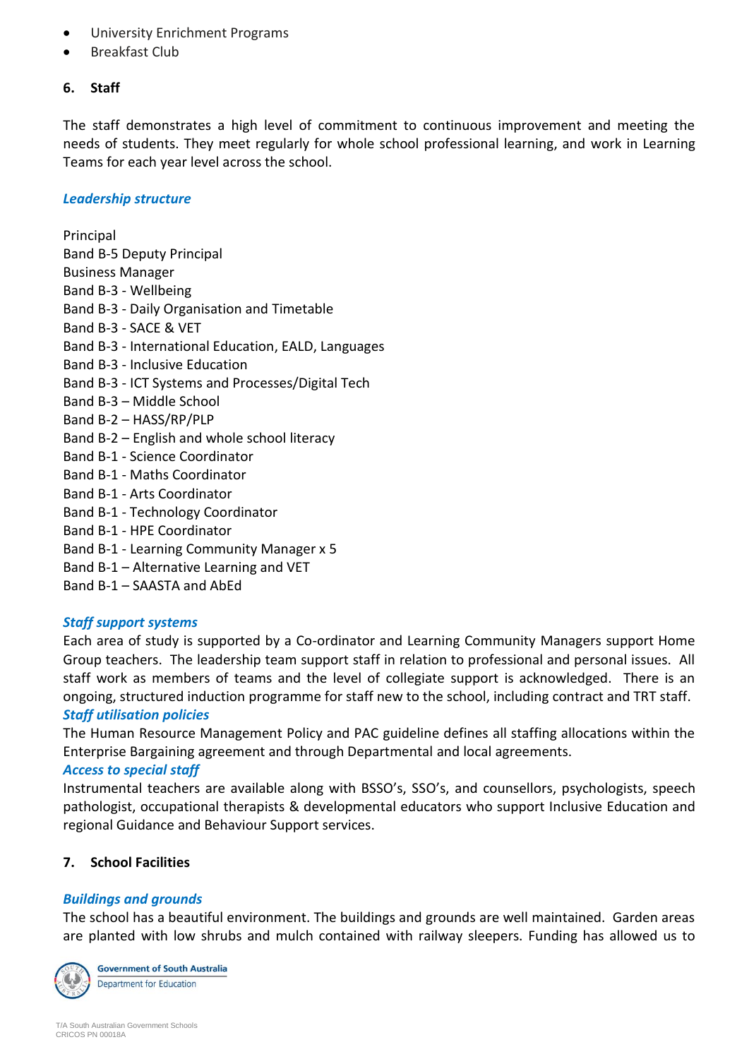- University Enrichment Programs
- Breakfast Club

## 6. Staff

The staff demonstrates a high level of commitment to continuous improvement and meeting the needs of students. They meet regularly for whole school professional learning, and work in Learning Teams for each year level across the school.

### *Leadership structure*

Principal
Band B-5 Deputy Principal
Business Manager
Band B-3 - Wellbeing
Band B-3 - Daily Organisation and Timetable
Band B-3 - SACE & VET
Band B-3 - International Education, EALD, Languages
Band B-3 - Inclusive Education
Band B-3 - ICT Systems and Processes/Digital Tech
Band B-3 – Middle School
Band B-2 – HASS/RP/PLP
Band B-2 – English and whole school literacy
Band B-1 - Science Coordinator
Band B-1 - Maths Coordinator
Band B-1 - Arts Coordinator
Band B-1 - Technology Coordinator
Band B-1 - HPE Coordinator
Band B-1 - Learning Community Manager x 5
Band B-1 – Alternative Learning and VET
Band B-1 – SAASTA and AbEd

### *Staff support systems*

Each area of study is supported by a Co-ordinator and Learning Community Managers support Home Group teachers. The leadership team support staff in relation to professional and personal issues. All staff work as members of teams and the level of collegiate support is acknowledged. There is an ongoing, structured induction programme for staff new to the school, including contract and TRT staff.

### *Staff utilisation policies*

The Human Resource Management Policy and PAC guideline defines all staffing allocations within the Enterprise Bargaining agreement and through Departmental and local agreements.

### *Access to special staff*

Instrumental teachers are available along with BSSO's, SSO's, and counsellors, psychologists, speech pathologist, occupational therapists & developmental educators who support Inclusive Education and regional Guidance and Behaviour Support services.

## 7. School Facilities

### *Buildings and grounds*

The school has a beautiful environment. The buildings and grounds are well maintained. Garden areas are planted with low shrubs and mulch contained with railway sleepers. Funding has allowed us to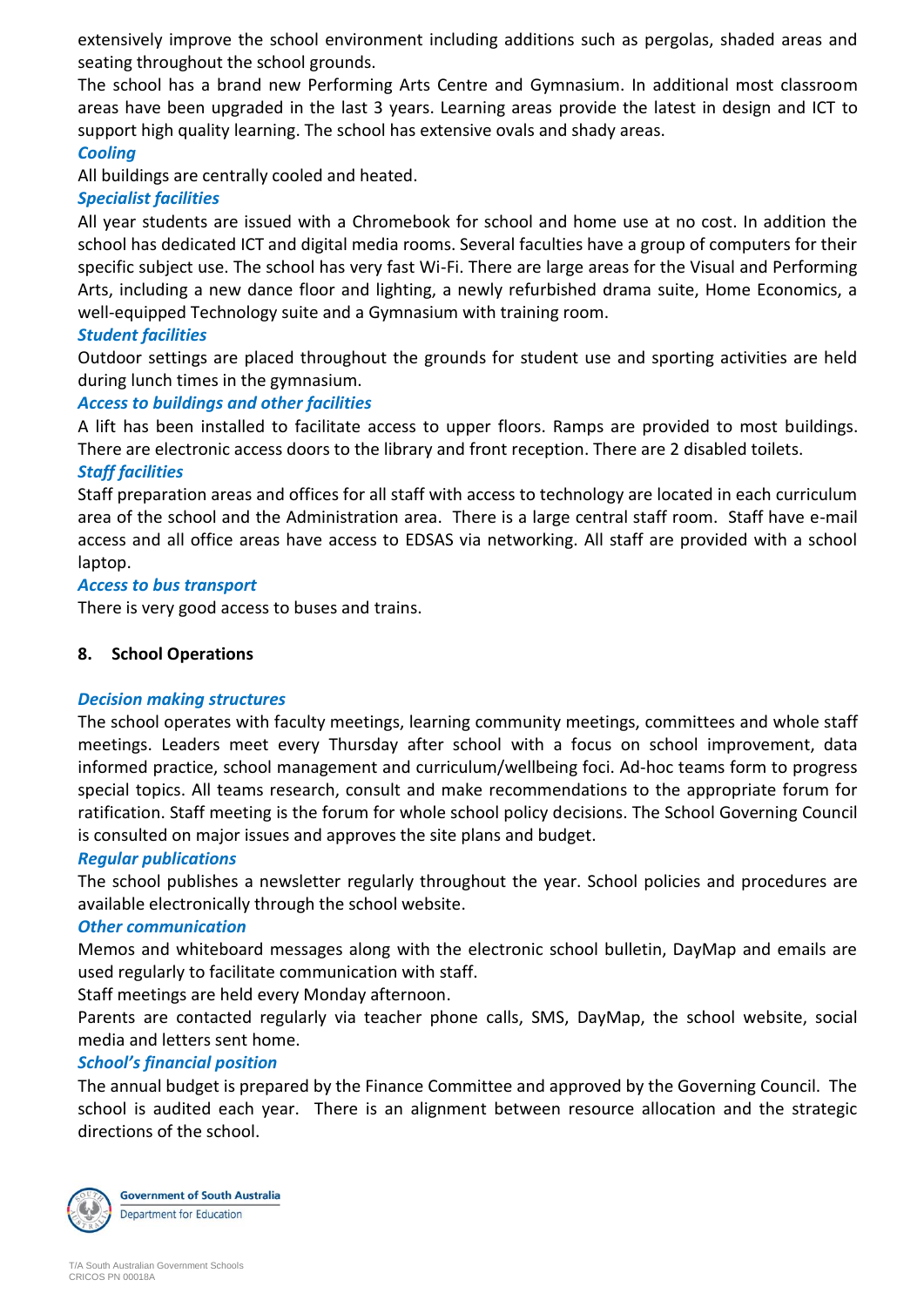extensively improve the school environment including additions such as pergolas, shaded areas and seating throughout the school grounds.

The school has a brand new Performing Arts Centre and Gymnasium. In additional most classroom areas have been upgraded in the last 3 years. Learning areas provide the latest in design and ICT to support high quality learning. The school has extensive ovals and shady areas.

***Cooling***

All buildings are centrally cooled and heated.

***Specialist facilities***

All year students are issued with a Chromebook for school and home use at no cost. In addition the school has dedicated ICT and digital media rooms. Several faculties have a group of computers for their specific subject use. The school has very fast Wi-Fi. There are large areas for the Visual and Performing Arts, including a new dance floor and lighting, a newly refurbished drama suite, Home Economics, a well-equipped Technology suite and a Gymnasium with training room.

***Student facilities***

Outdoor settings are placed throughout the grounds for student use and sporting activities are held during lunch times in the gymnasium.

***Access to buildings and other facilities***

A lift has been installed to facilitate access to upper floors. Ramps are provided to most buildings. There are electronic access doors to the library and front reception. There are 2 disabled toilets.

***Staff facilities***

Staff preparation areas and offices for all staff with access to technology are located in each curriculum area of the school and the Administration area. There is a large central staff room. Staff have e-mail access and all office areas have access to EDSAS via networking. All staff are provided with a school laptop.

***Access to bus transport***

There is very good access to buses and trains.

## 8. School Operations

***Decision making structures***

The school operates with faculty meetings, learning community meetings, committees and whole staff meetings. Leaders meet every Thursday after school with a focus on school improvement, data informed practice, school management and curriculum/wellbeing foci. Ad-hoc teams form to progress special topics. All teams research, consult and make recommendations to the appropriate forum for ratification. Staff meeting is the forum for whole school policy decisions. The School Governing Council is consulted on major issues and approves the site plans and budget.

***Regular publications***

The school publishes a newsletter regularly throughout the year. School policies and procedures are available electronically through the school website.

***Other communication***

Memos and whiteboard messages along with the electronic school bulletin, DayMap and emails are used regularly to facilitate communication with staff.

Staff meetings are held every Monday afternoon.

Parents are contacted regularly via teacher phone calls, SMS, DayMap, the school website, social media and letters sent home.

***School's financial position***

The annual budget is prepared by the Finance Committee and approved by the Governing Council. The school is audited each year. There is an alignment between resource allocation and the strategic directions of the school.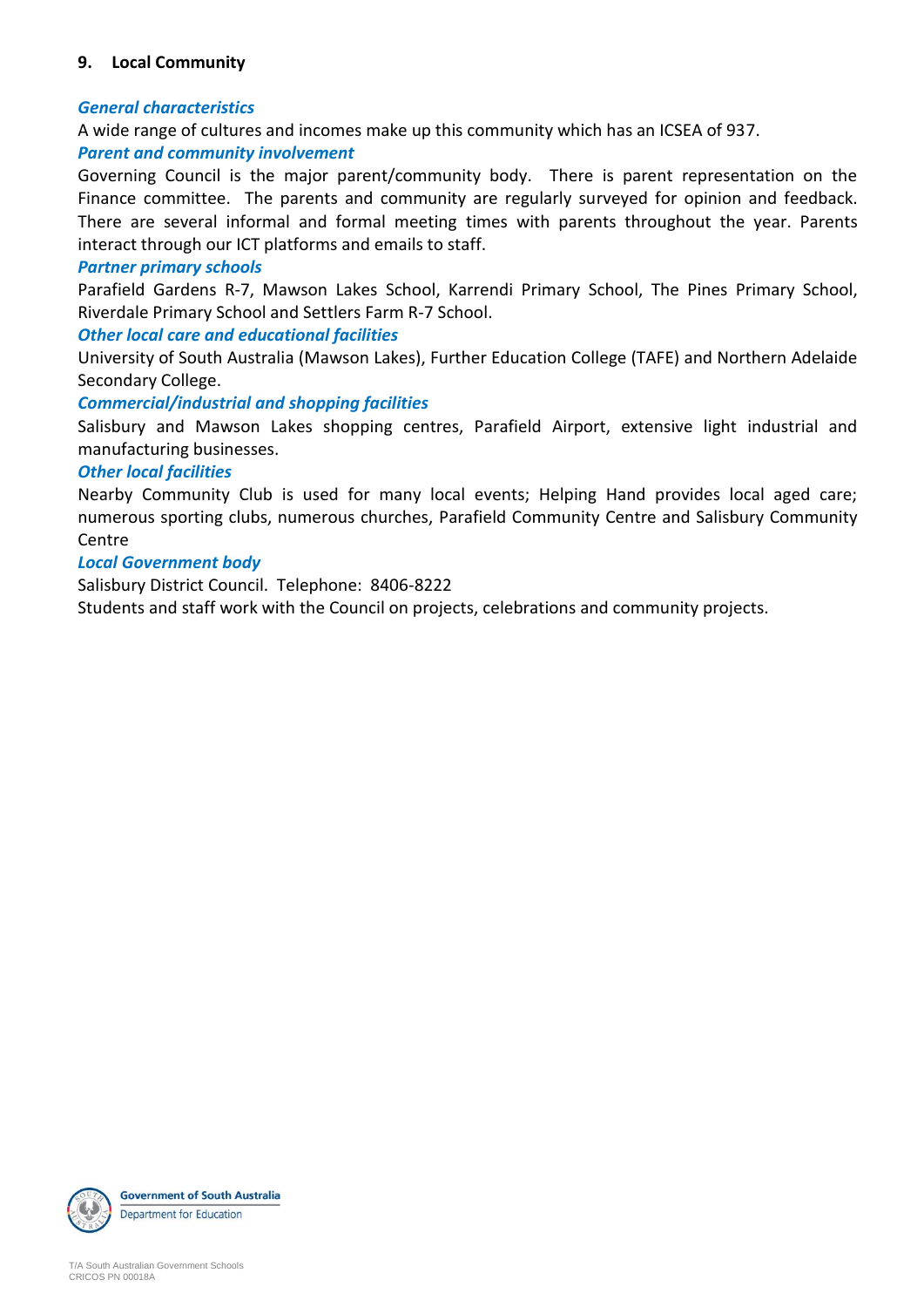## 9. Local Community

### *General characteristics*

A wide range of cultures and incomes make up this community which has an ICSEA of 937.

### *Parent and community involvement*

Governing Council is the major parent/community body. There is parent representation on the Finance committee. The parents and community are regularly surveyed for opinion and feedback. There are several informal and formal meeting times with parents throughout the year. Parents interact through our ICT platforms and emails to staff.

### *Partner primary schools*

Parafield Gardens R-7, Mawson Lakes School, Karrendi Primary School, The Pines Primary School, Riverdale Primary School and Settlers Farm R-7 School.

### *Other local care and educational facilities*

University of South Australia (Mawson Lakes), Further Education College (TAFE) and Northern Adelaide Secondary College.

### *Commercial/industrial and shopping facilities*

Salisbury and Mawson Lakes shopping centres, Parafield Airport, extensive light industrial and manufacturing businesses.

### *Other local facilities*

Nearby Community Club is used for many local events; Helping Hand provides local aged care; numerous sporting clubs, numerous churches, Parafield Community Centre and Salisbury Community Centre

### *Local Government body*

Salisbury District Council. Telephone: 8406-8222

Students and staff work with the Council on projects, celebrations and community projects.